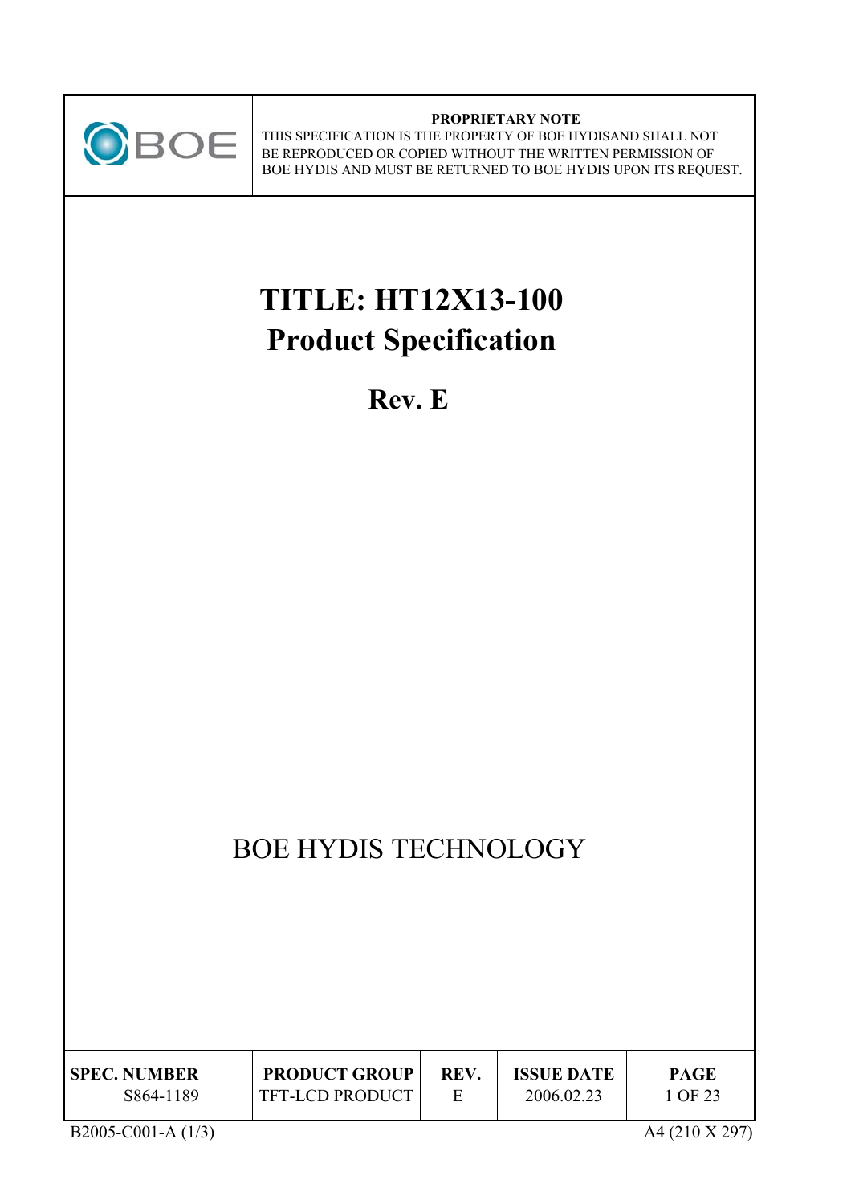**PROPRIETARY NOTE**

THIS SPECIFICATION IS THE PROPERTY OF BOE HYDISAND SHALL NOT BE REPRODUCED OR COPIED WITHOUT THE WRITTEN PERMISSION OF BOE HYDIS AND MUST BE RETURNED TO BOE HYDIS UPON ITS REQUEST.

# TITLE: HT12X13-100
# Product Specification

## Rev. E

BOE HYDIS TECHNOLOGY

| SPEC. NUMBER | PRODUCT GROUP | REV. | ISSUE DATE | PAGE |
|---|---|---|---|---|
| S864-1189 | TFT-LCD PRODUCT | E | 2006.02.23 | 1 OF 23 |

B2005-C001-A (1/3) A4 (210 X 297)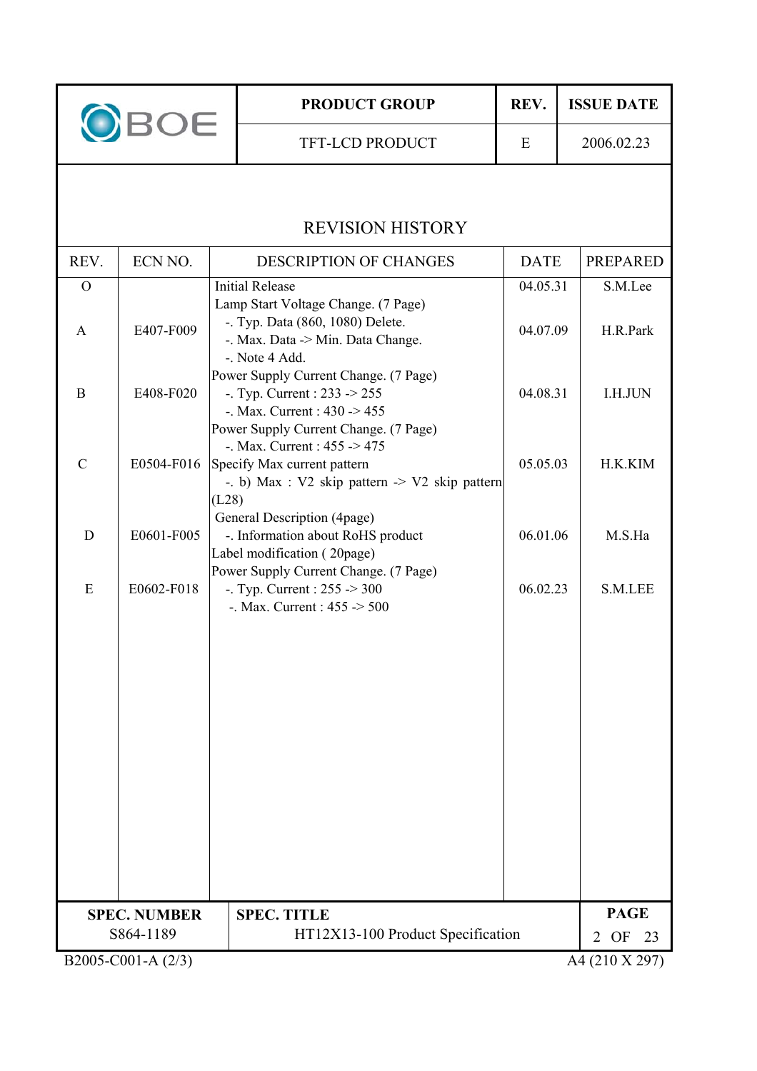| PRODUCT GROUP | REV. | ISSUE DATE |
|---|---|---|
| TFT-LCD PRODUCT | E | 2006.02.23 |

## REVISION HISTORY

| REV. | ECN NO. | DESCRIPTION OF CHANGES | DATE | PREPARED |
|---|---|---|---|---|
| O | | Initial Release | 04.05.31 | S.M.Lee |
| A | E407-F009 | Lamp Start Voltage Change. (7 Page)<br>-. Typ. Data (860, 1080) Delete.<br>-. Max. Data -> Min. Data Change.<br>-. Note 4 Add. | 04.07.09 | H.R.Park |
| B | E408-F020 | Power Supply Current Change. (7 Page)<br>-. Typ. Current : 233 -> 255<br>-. Max. Current : 430 -> 455 | 04.08.31 | I.H.JUN |
| C | E0504-F016 | Power Supply Current Change. (7 Page)<br>-. Max. Current : 455 -> 475<br>Specify Max current pattern<br>-. b) Max : V2 skip pattern -> V2 skip pattern (L28) | 05.05.03 | H.K.KIM |
| D | E0601-F005 | General Description (4page)<br>-. Information about RoHS product<br>Label modification ( 20page) | 06.01.06 | M.S.Ha |
| E | E0602-F018 | Power Supply Current Change. (7 Page)<br>-. Typ. Current : 255 -> 300<br>-. Max. Current : 455 -> 500 | 06.02.23 | S.M.LEE |

| SPEC. NUMBER | SPEC. TITLE |
|---|---|
| S864-1189 | HT12X13-100 Product Specification |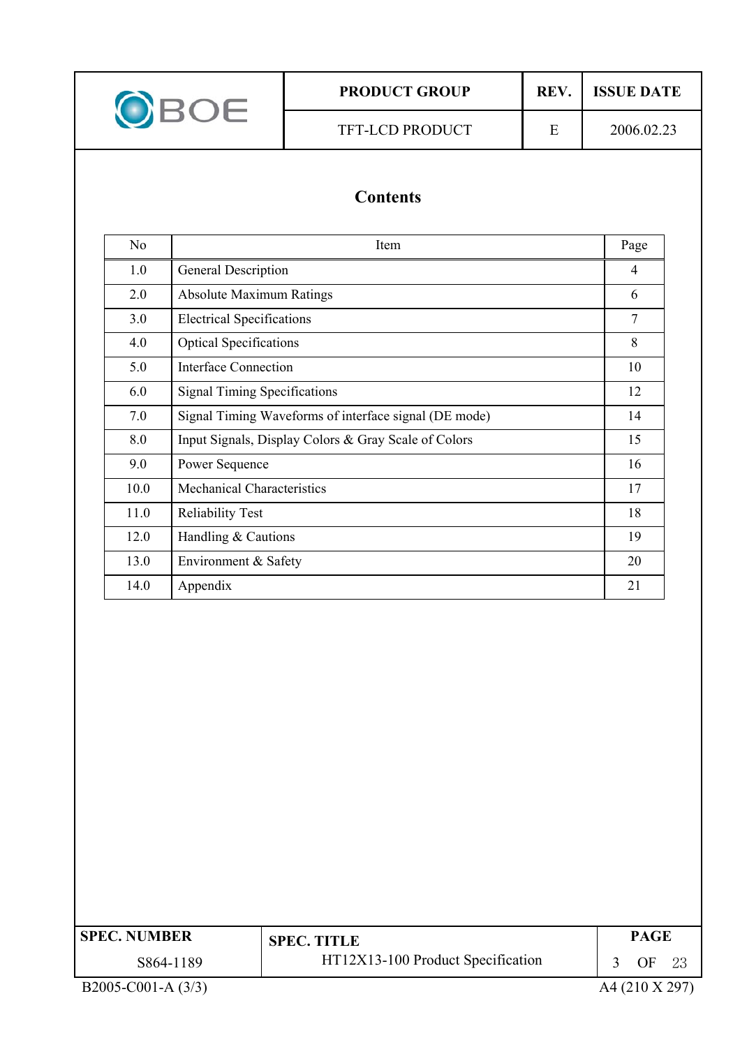# Contents

| No | Item | Page |
|---|---|---|
| 1.0 | General Description | 4 |
| 2.0 | Absolute Maximum Ratings | 6 |
| 3.0 | Electrical Specifications | 7 |
| 4.0 | Optical Specifications | 8 |
| 5.0 | Interface Connection | 10 |
| 6.0 | Signal Timing Specifications | 12 |
| 7.0 | Signal Timing Waveforms of interface signal (DE mode) | 14 |
| 8.0 | Input Signals, Display Colors & Gray Scale of Colors | 15 |
| 9.0 | Power Sequence | 16 |
| 10.0 | Mechanical Characteristics | 17 |
| 11.0 | Reliability Test | 18 |
| 12.0 | Handling & Cautions | 19 |
| 13.0 | Environment & Safety | 20 |
| 14.0 | Appendix | 21 |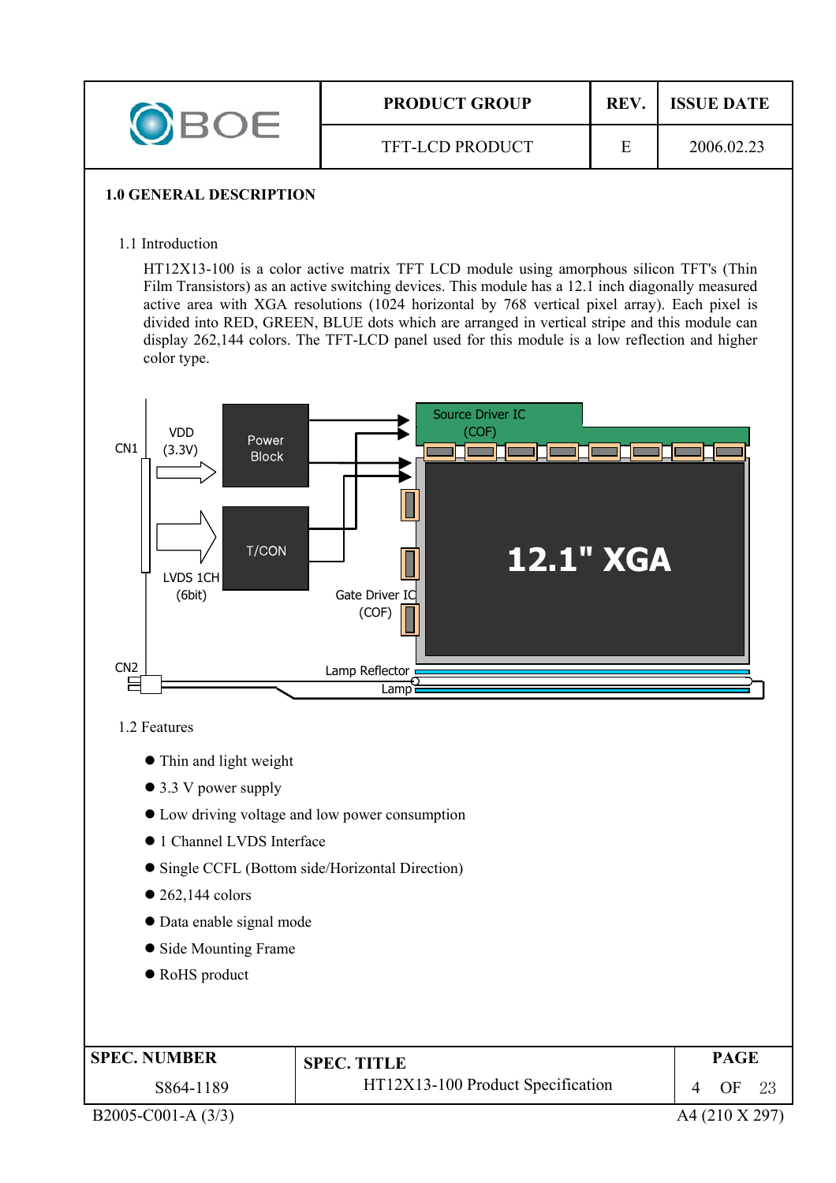## 1.0 GENERAL DESCRIPTION

### 1.1 Introduction

HT12X13-100 is a color active matrix TFT LCD module using amorphous silicon TFT's (Thin Film Transistors) as an active switching devices. This module has a 12.1 inch diagonally measured active area with XGA resolutions (1024 horizontal by 768 vertical pixel array). Each pixel is divided into RED, GREEN, BLUE dots which are arranged in vertical stripe and this module can display 262,144 colors. The TFT-LCD panel used for this module is a low reflection and higher color type.

CN1 VDD (3.3V) Power Block

LVDS 1CH (6bit) T/CON

Source Driver IC (COF)

Gate Driver IC (COF)

12.1" XGA

CN2 Lamp Reflector Lamp

### 1.2 Features

- Thin and light weight
- 3.3 V power supply
- Low driving voltage and low power consumption
- 1 Channel LVDS Interface
- Single CCFL (Bottom side/Horizontal Direction)
- 262,144 colors
- Data enable signal mode
- Side Mounting Frame
- RoHS product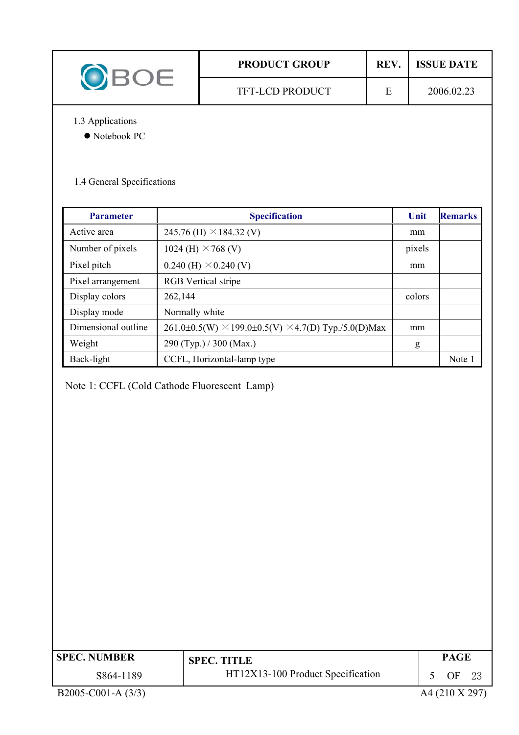1.3 Applications

- Notebook PC

1.4 General Specifications

| Parameter | Specification | Unit | Remarks |
|---|---|---|---|
| Active area | 245.76 (H) ×184.32 (V) | mm | |
| Number of pixels | 1024 (H) ×768 (V) | pixels | |
| Pixel pitch | 0.240 (H) ×0.240 (V) | mm | |
| Pixel arrangement | RGB Vertical stripe | | |
| Display colors | 262,144 | colors | |
| Display mode | Normally white | | |
| Dimensional outline | 261.0±0.5(W) ×199.0±0.5(V) ×4.7(D) Typ./5.0(D)Max | mm | |
| Weight | 290 (Typ.) / 300 (Max.) | g | |
| Back-light | CCFL, Horizontal-lamp type | | Note 1 |

Note 1: CCFL (Cold Cathode Fluorescent Lamp)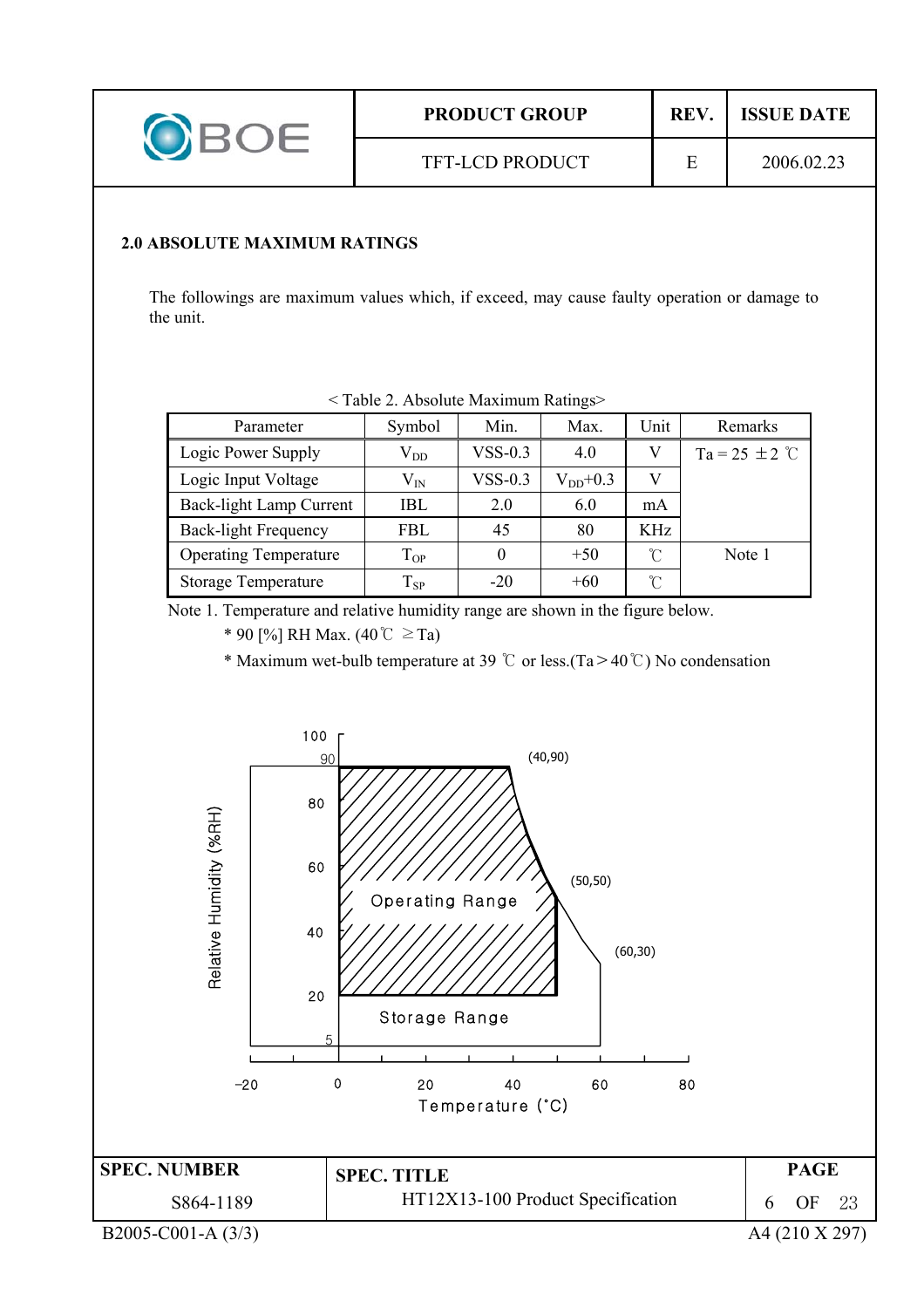## 2.0 ABSOLUTE MAXIMUM RATINGS

The followings are maximum values which, if exceed, may cause faulty operation or damage to the unit.

< Table 2. Absolute Maximum Ratings>

| Parameter | Symbol | Min. | Max. | Unit | Remarks |
|---|---|---|---|---|---|
| Logic Power Supply | $V_{DD}$ | VSS-0.3 | 4.0 | V | Ta = 25 ±2 ℃ |
| Logic Input Voltage | $V_{IN}$ | VSS-0.3 | $V_{DD}$+0.3 | V | |
| Back-light Lamp Current | IBL | 2.0 | 6.0 | mA | |
| Back-light Frequency | FBL | 45 | 80 | KHz | |
| Operating Temperature | $T_{OP}$ | 0 | +50 | ℃ | Note 1 |
| Storage Temperature | $T_{SP}$ | -20 | +60 | ℃ | |

Note 1. Temperature and relative humidity range are shown in the figure below.

* 90 [%] RH Max. (40℃ ≥Ta)
* Maximum wet-bulb temperature at 39 ℃ or less.(Ta＞40℃) No condensation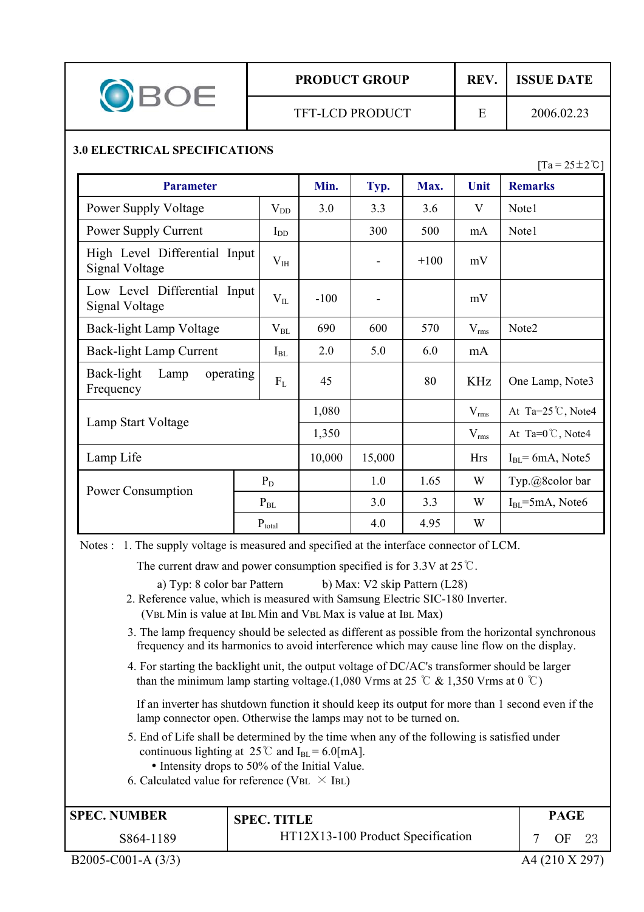## 3.0 ELECTRICAL SPECIFICATIONS

[Ta = 25±2℃]

| Parameter | | Min. | Typ. | Max. | Unit | Remarks |
|---|---|---|---|---|---|---|
| Power Supply Voltage | $V_{DD}$ | 3.0 | 3.3 | 3.6 | V | Note1 |
| Power Supply Current | $I_{DD}$ | | 300 | 500 | mA | Note1 |
| High Level Differential Input Signal Voltage | $V_{IH}$ | | - | +100 | mV | |
| Low Level Differential Input Signal Voltage | $V_{IL}$ | -100 | - | | mV | |
| Back-light Lamp Voltage | $V_{BL}$ | 690 | 600 | 570 | $V_{rms}$ | Note2 |
| Back-light Lamp Current | $I_{BL}$ | 2.0 | 5.0 | 6.0 | mA | |
| Back-light Lamp operating Frequency | $F_L$ | 45 | | 80 | KHz | One Lamp, Note3 |
| Lamp Start Voltage | | 1,080 | | | $V_{rms}$ | At Ta=25℃, Note4 |
| | | 1,350 | | | $V_{rms}$ | At Ta=0℃, Note4 |
| Lamp Life | | 10,000 | 15,000 | | Hrs | $I_{BL}$= 6mA, Note5 |
| Power Consumption | $P_D$ | | 1.0 | 1.65 | W | Typ.@8color bar |
| | $P_{BL}$ | | 3.0 | 3.3 | W | $I_{BL}$=5mA, Note6 |
| | $P_{total}$ | | 4.0 | 4.95 | W | |

Notes :
1. The supply voltage is measured and specified at the interface connector of LCM.
   The current draw and power consumption specified is for 3.3V at 25℃.
   a) Typ: 8 color bar Pattern    b) Max: V2 skip Pattern (L28)
2. Reference value, which is measured with Samsung Electric SIC-180 Inverter.
   ($V_{BL}$ Min is value at $I_{BL}$ Min and $V_{BL}$ Max is value at $I_{BL}$ Max)
3. The lamp frequency should be selected as different as possible from the horizontal synchronous frequency and its harmonics to avoid interference which may cause line flow on the display.
4. For starting the backlight unit, the output voltage of DC/AC's transformer should be larger than the minimum lamp starting voltage.(1,080 Vrms at 25 ℃ & 1,350 Vrms at 0 ℃)

   If an inverter has shutdown function it should keep its output for more than 1 second even if the lamp connector open. Otherwise the lamps may not to be turned on.
5. End of Life shall be determined by the time when any of the following is satisfied under continuous lighting at 25℃ and $I_{BL}$ = 6.0[mA].
   - Intensity drops to 50% of the Initial Value.
6. Calculated value for reference ($V_{BL}$ × $I_{BL}$)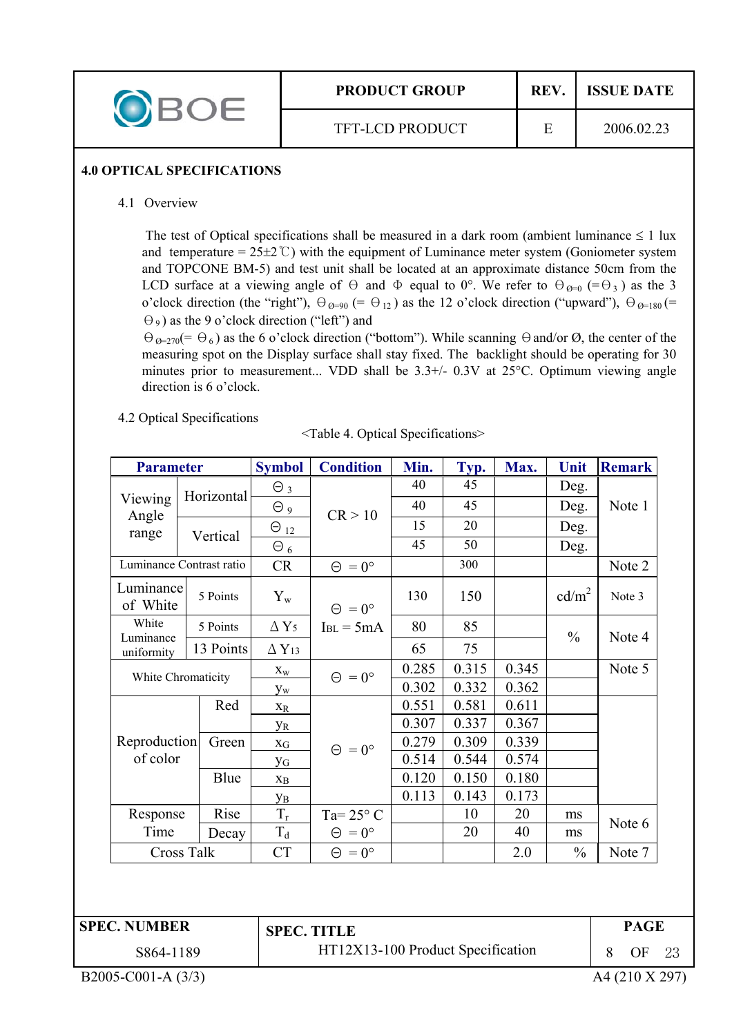## 4.0 OPTICAL SPECIFICATIONS

### 4.1 Overview

The test of Optical specifications shall be measured in a dark room (ambient luminance ≤ 1 lux and temperature = 25±2℃) with the equipment of Luminance meter system (Goniometer system and TOPCONE BM-5) and test unit shall be located at an approximate distance 50cm from the LCD surface at a viewing angle of Θ and Φ equal to 0°. We refer to $\Theta_{\varnothing=0}$ ($=\Theta_3$) as the 3 o'clock direction (the "right"), $\Theta_{\varnothing=90}$ ($=\Theta_{12}$) as the 12 o'clock direction ("upward"), $\Theta_{\varnothing=180}$ ($=\Theta_9$) as the 9 o'clock direction ("left") and $\Theta_{\varnothing=270}$($=\Theta_6$) as the 6 o'clock direction ("bottom"). While scanning Θ and/or Ø, the center of the measuring spot on the Display surface shall stay fixed. The backlight should be operating for 30 minutes prior to measurement... VDD shall be 3.3+/- 0.3V at 25°C. Optimum viewing angle direction is 6 o'clock.

### 4.2 Optical Specifications

<Table 4. Optical Specifications>

| Parameter | | Symbol | Condition | Min. | Typ. | Max. | Unit | Remark |
|---|---|---|---|---|---|---|---|---|
| Viewing Angle range | Horizontal | $\Theta_3$ | CR > 10 | 40 | 45 | | Deg. | Note 1 |
| | | $\Theta_9$ | | 40 | 45 | | Deg. | |
| | Vertical | $\Theta_{12}$ | | 15 | 20 | | Deg. | |
| | | $\Theta_6$ | | 45 | 50 | | Deg. | |
| Luminance Contrast ratio | | CR | Θ = 0° | | 300 | | | Note 2 |
| Luminance of White | 5 Points | $Y_w$ | Θ = 0° $I_{BL}$ = 5mA | 130 | 150 | | cd/m² | Note 3 |
| White Luminance uniformity | 5 Points | $\Delta Y_5$ | | 80 | 85 | | % | Note 4 |
| | 13 Points | $\Delta Y_{13}$ | | 65 | 75 | | | |
| White Chromaticity | | $x_w$ | Θ = 0° | 0.285 | 0.315 | 0.345 | | Note 5 |
| | | $y_w$ | | 0.302 | 0.332 | 0.362 | | |
| Reproduction of color | Red | $x_R$ | Θ = 0° | 0.551 | 0.581 | 0.611 | | |
| | | $y_R$ | | 0.307 | 0.337 | 0.367 | | |
| | Green | $x_G$ | | 0.279 | 0.309 | 0.339 | | |
| | | $y_G$ | | 0.514 | 0.544 | 0.574 | | |
| | Blue | $x_B$ | | 0.120 | 0.150 | 0.180 | | |
| | | $y_B$ | | 0.113 | 0.143 | 0.173 | | |
| Response Time | Rise | $T_r$ | Ta= 25° C Θ = 0° | | 10 | 20 | ms | Note 6 |
| | Decay | $T_d$ | | | 20 | 40 | ms | |
| Cross Talk | | CT | Θ = 0° | | | 2.0 | % | Note 7 |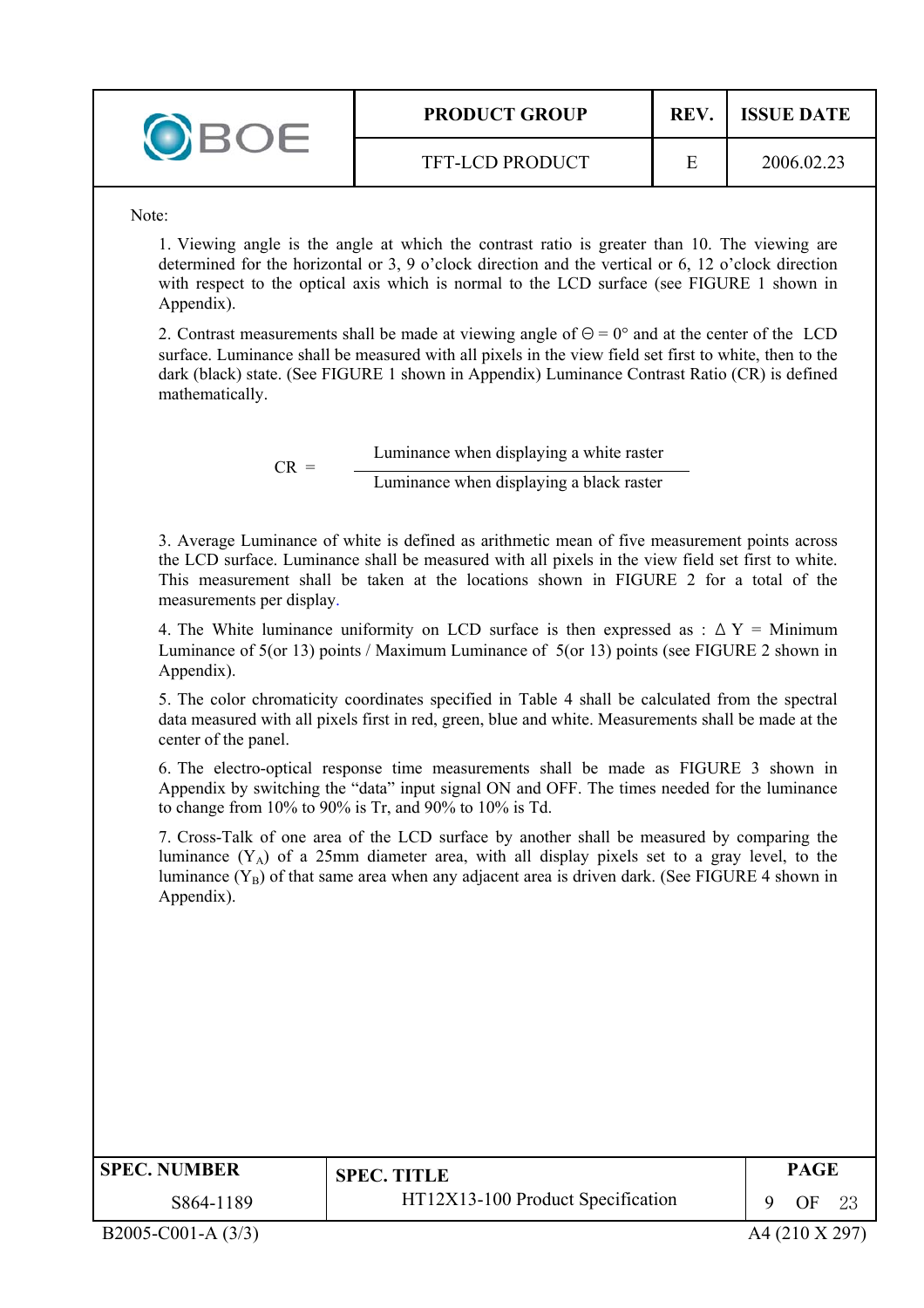Note:

1. Viewing angle is the angle at which the contrast ratio is greater than 10. The viewing are determined for the horizontal or 3, 9 o'clock direction and the vertical or 6, 12 o'clock direction with respect to the optical axis which is normal to the LCD surface (see FIGURE 1 shown in Appendix).

2. Contrast measurements shall be made at viewing angle of Θ = 0° and at the center of the LCD surface. Luminance shall be measured with all pixels in the view field set first to white, then to the dark (black) state. (See FIGURE 1 shown in Appendix) Luminance Contrast Ratio (CR) is defined mathematically.

$$CR = \frac{\text{Luminance when displaying a white raster}}{\text{Luminance when displaying a black raster}}$$

3. Average Luminance of white is defined as arithmetic mean of five measurement points across the LCD surface. Luminance shall be measured with all pixels in the view field set first to white. This measurement shall be taken at the locations shown in FIGURE 2 for a total of the measurements per display.

4. The White luminance uniformity on LCD surface is then expressed as : Δ Y = Minimum Luminance of 5(or 13) points / Maximum Luminance of 5(or 13) points (see FIGURE 2 shown in Appendix).

5. The color chromaticity coordinates specified in Table 4 shall be calculated from the spectral data measured with all pixels first in red, green, blue and white. Measurements shall be made at the center of the panel.

6. The electro-optical response time measurements shall be made as FIGURE 3 shown in Appendix by switching the "data" input signal ON and OFF. The times needed for the luminance to change from 10% to 90% is Tr, and 90% to 10% is Td.

7. Cross-Talk of one area of the LCD surface by another shall be measured by comparing the luminance ($Y_A$) of a 25mm diameter area, with all display pixels set to a gray level, to the luminance ($Y_B$) of that same area when any adjacent area is driven dark. (See FIGURE 4 shown in Appendix).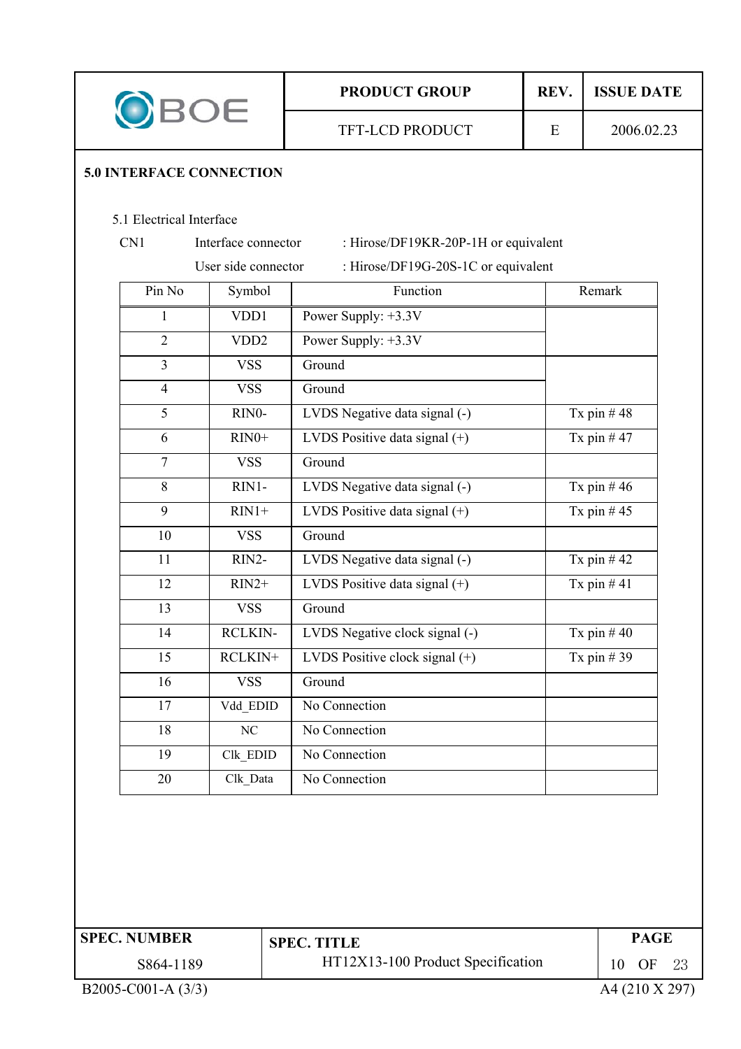## 5.0 INTERFACE CONNECTION

### 5.1 Electrical Interface

CN1 Interface connector : Hirose/DF19KR-20P-1H or equivalent

User side connector : Hirose/DF19G-20S-1C or equivalent

| Pin No | Symbol | Function | Remark |
|---|---|---|---|
| 1 | VDD1 | Power Supply: +3.3V | |
| 2 | VDD2 | Power Supply: +3.3V | |
| 3 | VSS | Ground | |
| 4 | VSS | Ground | |
| 5 | RIN0- | LVDS Negative data signal (-) | Tx pin # 48 |
| 6 | RIN0+ | LVDS Positive data signal (+) | Tx pin # 47 |
| 7 | VSS | Ground | |
| 8 | RIN1- | LVDS Negative data signal (-) | Tx pin # 46 |
| 9 | RIN1+ | LVDS Positive data signal (+) | Tx pin # 45 |
| 10 | VSS | Ground | |
| 11 | RIN2- | LVDS Negative data signal (-) | Tx pin # 42 |
| 12 | RIN2+ | LVDS Positive data signal (+) | Tx pin # 41 |
| 13 | VSS | Ground | |
| 14 | RCLKIN- | LVDS Negative clock signal (-) | Tx pin # 40 |
| 15 | RCLKIN+ | LVDS Positive clock signal (+) | Tx pin # 39 |
| 16 | VSS | Ground | |
| 17 | Vdd_EDID | No Connection | |
| 18 | NC | No Connection | |
| 19 | Clk_EDID | No Connection | |
| 20 | Clk_Data | No Connection | |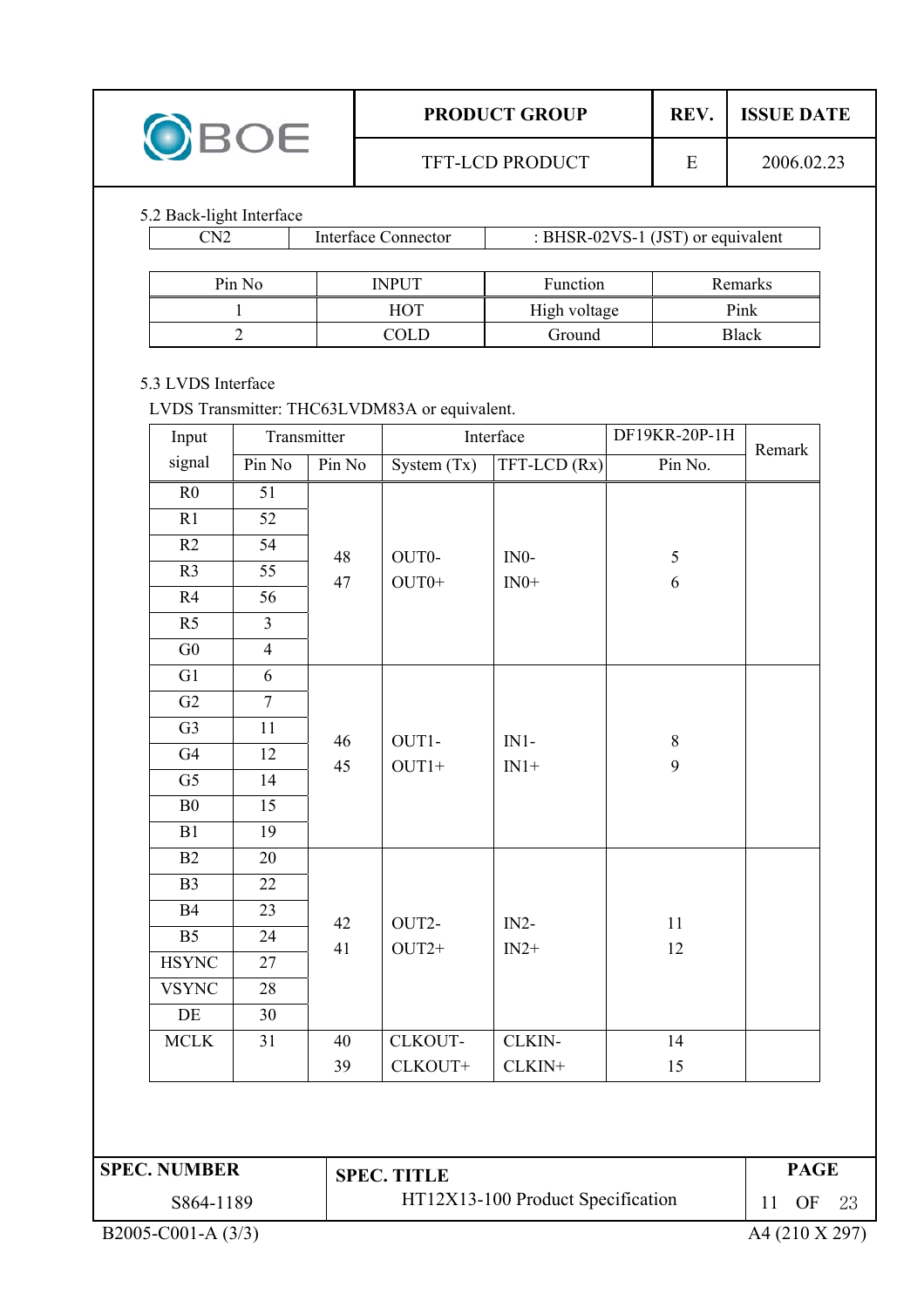### 5.2 Back-light Interface

| CN2 | Interface Connector | : BHSR-02VS-1 (JST) or equivalent |
|---|---|---|

| Pin No | INPUT | Function | Remarks |
|---|---|---|---|
| 1 | HOT | High voltage | Pink |
| 2 | COLD | Ground | Black |

### 5.3 LVDS Interface

LVDS Transmitter: THC63LVDM83A or equivalent.

| Input signal | Transmitter | | Interface | | DF19KR-20P-1H | Remark |
|---|---|---|---|---|---|---|
| | Pin No | Pin No | System (Tx) | TFT-LCD (Rx) | Pin No. | |
| R0 | 51 | 48<br>47 | OUT0-<br>OUT0+ | IN0-<br>IN0+ | 5<br>6 | |
| R1 | 52 | | | | | |
| R2 | 54 | | | | | |
| R3 | 55 | | | | | |
| R4 | 56 | | | | | |
| R5 | 3 | | | | | |
| G0 | 4 | | | | | |
| G1 | 6 | 46<br>45 | OUT1-<br>OUT1+ | IN1-<br>IN1+ | 8<br>9 | |
| G2 | 7 | | | | | |
| G3 | 11 | | | | | |
| G4 | 12 | | | | | |
| G5 | 14 | | | | | |
| B0 | 15 | | | | | |
| B1 | 19 | | | | | |
| B2 | 20 | 42<br>41 | OUT2-<br>OUT2+ | IN2-<br>IN2+ | 11<br>12 | |
| B3 | 22 | | | | | |
| B4 | 23 | | | | | |
| B5 | 24 | | | | | |
| HSYNC | 27 | | | | | |
| VSYNC | 28 | | | | | |
| DE | 30 | | | | | |
| MCLK | 31 | 40<br>39 | CLKOUT-<br>CLKOUT+ | CLKIN-<br>CLKIN+ | 14<br>15 | |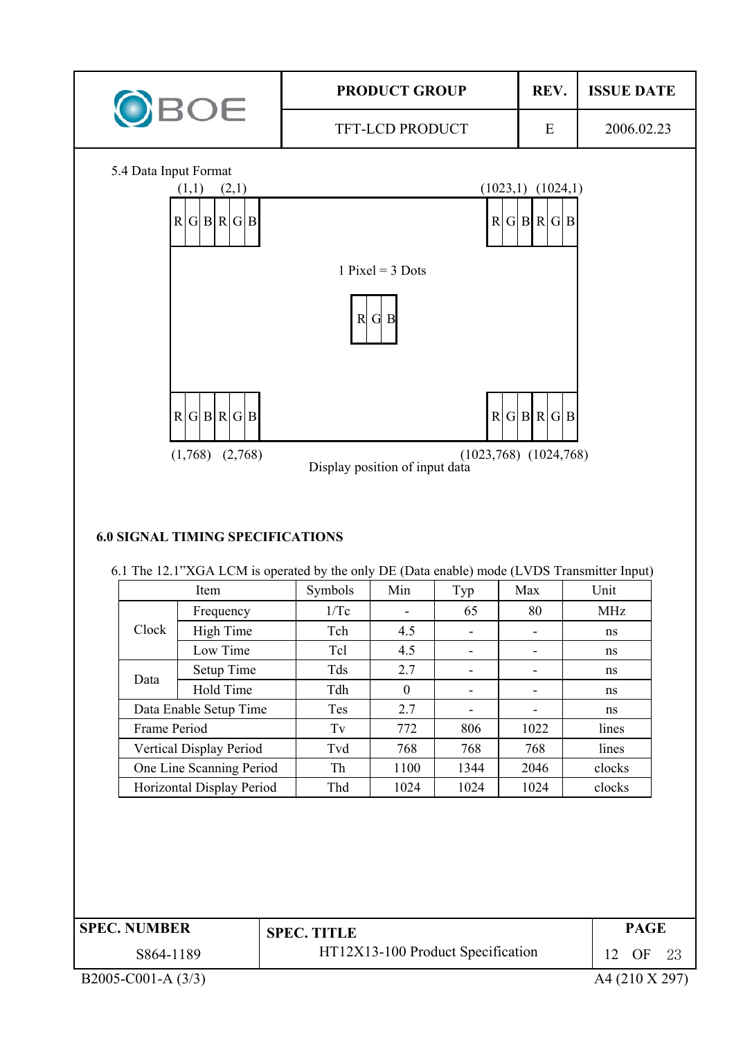5.4 Data Input Format

(1,1) (2,1) (1023,1) (1024,1)

| R | G | B | R | G | B | ... | R | G | B | R | G | B |

1 Pixel = 3 Dots

| R | G | B |

| R | G | B | R | G | B | ... | R | G | B | R | G | B |

(1,768) (2,768) (1023,768) (1024,768)

Display position of input data

## 6.0 SIGNAL TIMING SPECIFICATIONS

6.1 The 12.1"XGA LCM is operated by the only DE (Data enable) mode (LVDS Transmitter Input)

| Item | | Symbols | Min | Typ | Max | Unit |
|---|---|---|---|---|---|---|
| Clock | Frequency | 1/Tc | - | 65 | 80 | MHz |
| | High Time | Tch | 4.5 | - | - | ns |
| | Low Time | Tcl | 4.5 | - | - | ns |
| Data | Setup Time | Tds | 2.7 | - | - | ns |
| | Hold Time | Tdh | 0 | - | - | ns |
| Data Enable Setup Time | | Tes | 2.7 | - | - | ns |
| Frame Period | | Tv | 772 | 806 | 1022 | lines |
| Vertical Display Period | | Tvd | 768 | 768 | 768 | lines |
| One Line Scanning Period | | Th | 1100 | 1344 | 2046 | clocks |
| Horizontal Display Period | | Thd | 1024 | 1024 | 1024 | clocks |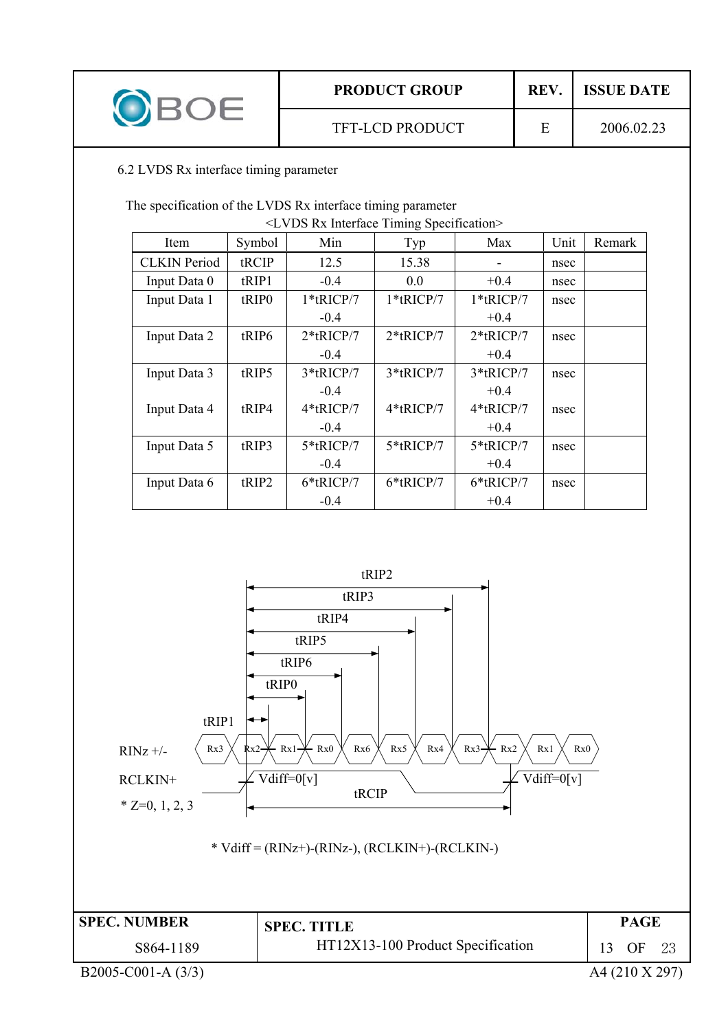6.2 LVDS Rx interface timing parameter

The specification of the LVDS Rx interface timing parameter

<LVDS Rx Interface Timing Specification>

| Item | Symbol | Min | Typ | Max | Unit | Remark |
|---|---|---|---|---|---|---|
| CLKIN Period | tRCIP | 12.5 | 15.38 | - | nsec | |
| Input Data 0 | tRIP1 | -0.4 | 0.0 | +0.4 | nsec | |
| Input Data 1 | tRIP0 | 1*tRICP/7 -0.4 | 1*tRICP/7 | 1*tRICP/7 +0.4 | nsec | |
| Input Data 2 | tRIP6 | 2*tRICP/7 -0.4 | 2*tRICP/7 | 2*tRICP/7 +0.4 | nsec | |
| Input Data 3 | tRIP5 | 3*tRICP/7 -0.4 | 3*tRICP/7 | 3*tRICP/7 +0.4 | nsec | |
| Input Data 4 | tRIP4 | 4*tRICP/7 -0.4 | 4*tRICP/7 | 4*tRICP/7 +0.4 | nsec | |
| Input Data 5 | tRIP3 | 5*tRICP/7 -0.4 | 5*tRICP/7 | 5*tRICP/7 +0.4 | nsec | |
| Input Data 6 | tRIP2 | 6*tRICP/7 -0.4 | 6*tRICP/7 | 6*tRICP/7 +0.4 | nsec | |

tRIP2, tRIP3, tRIP4, tRIP5, tRIP6, tRIP0, tRIP1

RINz +/- : Rx3, Rx2, Rx1, Rx0, Rx6, Rx5, Rx4, Rx3, Rx2, Rx1, Rx0

RCLKIN+ : Vdiff=0[v] ... tRCIP ... Vdiff=0[v]

* Z=0, 1, 2, 3

* Vdiff = (RINz+)-(RINz-), (RCLKIN+)-(RCLKIN-)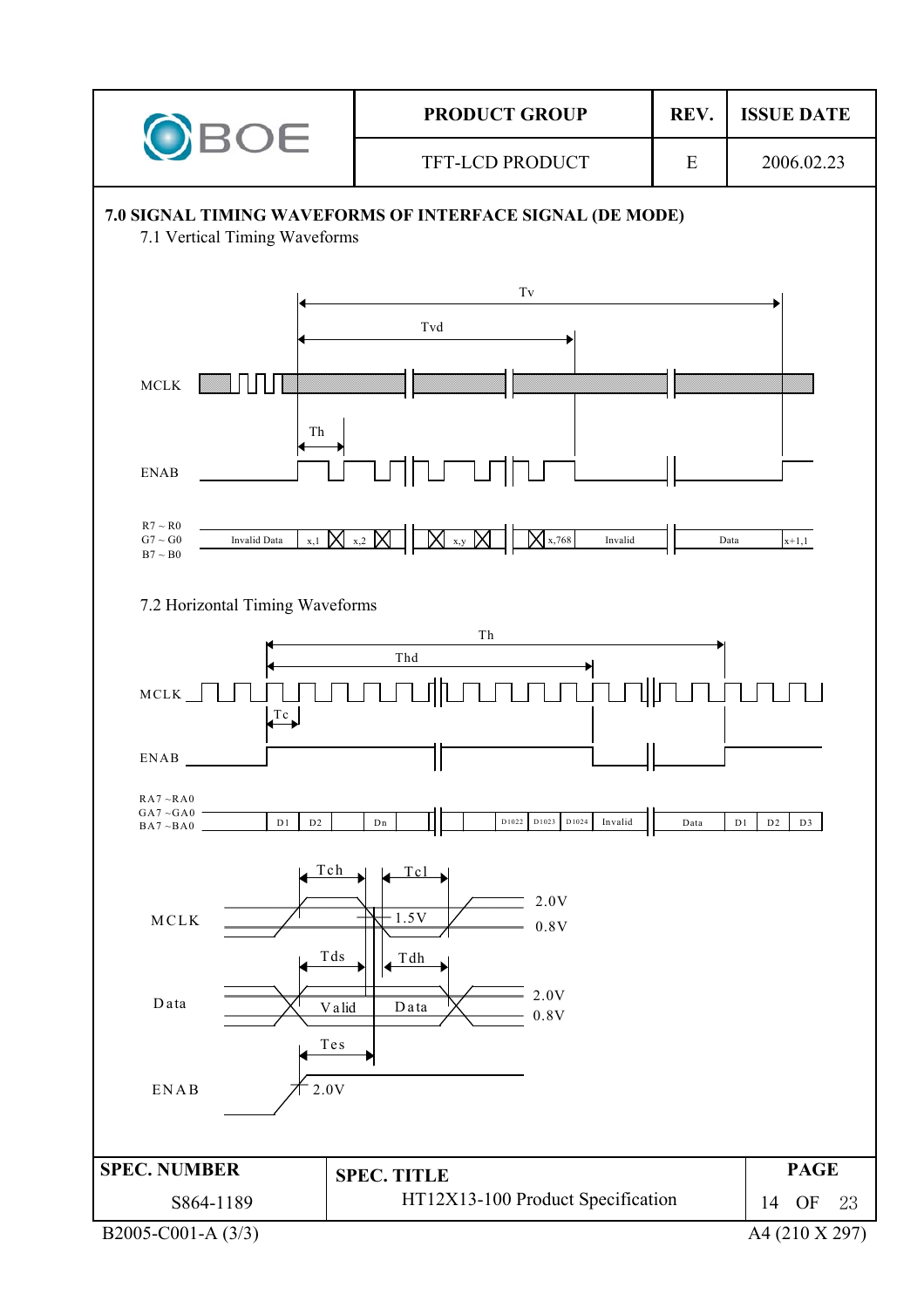## 7.0 SIGNAL TIMING WAVEFORMS OF INTERFACE SIGNAL (DE MODE)

### 7.1 Vertical Timing Waveforms

Tv

Tvd

MCLK

Th

ENAB

R7 ~ R0
G7 ~ G0
B7 ~ B0

Invalid Data | x,1 | x,2 | x,y | x,768 | Invalid | Data | x+1,1

### 7.2 Horizontal Timing Waveforms

Th

Thd

MCLK

Tc

ENAB

RA7 ~RA0
GA7 ~GA0
BA7 ~BA0

D1 | D2 | Dn | D1022 | D1023 | D1024 | Invalid | Data | D1 | D2 | D3

Tch | Tcl

MCLK

1.5V

2.0V

0.8V

Tds | Tdh

Data

Valid Data

2.0V

0.8V

Tes

ENAB

2.0V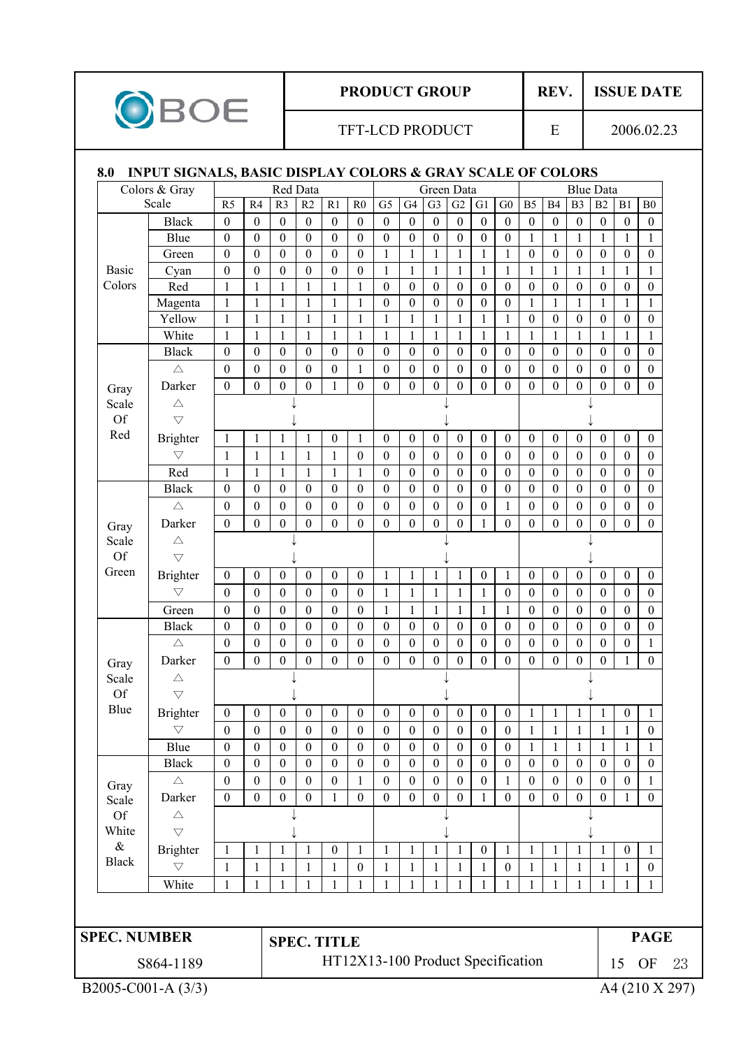## 8.0 INPUT SIGNALS, BASIC DISPLAY COLORS & GRAY SCALE OF COLORS

| Colors & Gray Scale | | Red Data | | | | | | Green Data | | | | | | Blue Data | | | | | |
|---|---|---|---|---|---|---|---|---|---|---|---|---|---|---|---|---|---|---|---|
| | | R5 | R4 | R3 | R2 | R1 | R0 | G5 | G4 | G3 | G2 | G1 | G0 | B5 | B4 | B3 | B2 | B1 | B0 |
| Basic Colors | Black | 0 | 0 | 0 | 0 | 0 | 0 | 0 | 0 | 0 | 0 | 0 | 0 | 0 | 0 | 0 | 0 | 0 | 0 |
| | Blue | 0 | 0 | 0 | 0 | 0 | 0 | 0 | 0 | 0 | 0 | 0 | 0 | 1 | 1 | 1 | 1 | 1 | 1 |
| | Green | 0 | 0 | 0 | 0 | 0 | 0 | 1 | 1 | 1 | 1 | 1 | 1 | 0 | 0 | 0 | 0 | 0 | 0 |
| | Cyan | 0 | 0 | 0 | 0 | 0 | 0 | 1 | 1 | 1 | 1 | 1 | 1 | 1 | 1 | 1 | 1 | 1 | 1 |
| | Red | 1 | 1 | 1 | 1 | 1 | 1 | 0 | 0 | 0 | 0 | 0 | 0 | 0 | 0 | 0 | 0 | 0 | 0 |
| | Magenta | 1 | 1 | 1 | 1 | 1 | 1 | 0 | 0 | 0 | 0 | 0 | 0 | 1 | 1 | 1 | 1 | 1 | 1 |
| | Yellow | 1 | 1 | 1 | 1 | 1 | 1 | 1 | 1 | 1 | 1 | 1 | 1 | 0 | 0 | 0 | 0 | 0 | 0 |
| | White | 1 | 1 | 1 | 1 | 1 | 1 | 1 | 1 | 1 | 1 | 1 | 1 | 1 | 1 | 1 | 1 | 1 | 1 |
| Gray Scale Of Red | Black | 0 | 0 | 0 | 0 | 0 | 0 | 0 | 0 | 0 | 0 | 0 | 0 | 0 | 0 | 0 | 0 | 0 | 0 |
| | △ | 0 | 0 | 0 | 0 | 0 | 1 | 0 | 0 | 0 | 0 | 0 | 0 | 0 | 0 | 0 | 0 | 0 | 0 |
| | Darker | 0 | 0 | 0 | 0 | 1 | 0 | 0 | 0 | 0 | 0 | 0 | 0 | 0 | 0 | 0 | 0 | 0 | 0 |
| | △ | ↓ | | | | | | ↓ | | | | | | ↓ | | | | | |
| | ▽ | ↓ | | | | | | ↓ | | | | | | ↓ | | | | | |
| | Brighter | 1 | 1 | 1 | 1 | 0 | 1 | 0 | 0 | 0 | 0 | 0 | 0 | 0 | 0 | 0 | 0 | 0 | 0 |
| | ▽ | 1 | 1 | 1 | 1 | 1 | 0 | 0 | 0 | 0 | 0 | 0 | 0 | 0 | 0 | 0 | 0 | 0 | 0 |
| | Red | 1 | 1 | 1 | 1 | 1 | 1 | 0 | 0 | 0 | 0 | 0 | 0 | 0 | 0 | 0 | 0 | 0 | 0 |
| Gray Scale Of Green | Black | 0 | 0 | 0 | 0 | 0 | 0 | 0 | 0 | 0 | 0 | 0 | 0 | 0 | 0 | 0 | 0 | 0 | 0 |
| | △ | 0 | 0 | 0 | 0 | 0 | 0 | 0 | 0 | 0 | 0 | 0 | 1 | 0 | 0 | 0 | 0 | 0 | 0 |
| | Darker | 0 | 0 | 0 | 0 | 0 | 0 | 0 | 0 | 0 | 0 | 1 | 0 | 0 | 0 | 0 | 0 | 0 | 0 |
| | △ | ↓ | | | | | | ↓ | | | | | | ↓ | | | | | |
| | ▽ | ↓ | | | | | | ↓ | | | | | | ↓ | | | | | |
| | Brighter | 0 | 0 | 0 | 0 | 0 | 0 | 1 | 1 | 1 | 1 | 0 | 1 | 0 | 0 | 0 | 0 | 0 | 0 |
| | ▽ | 0 | 0 | 0 | 0 | 0 | 0 | 1 | 1 | 1 | 1 | 1 | 0 | 0 | 0 | 0 | 0 | 0 | 0 |
| | Green | 0 | 0 | 0 | 0 | 0 | 0 | 1 | 1 | 1 | 1 | 1 | 1 | 0 | 0 | 0 | 0 | 0 | 0 |
| Gray Scale Of Blue | Black | 0 | 0 | 0 | 0 | 0 | 0 | 0 | 0 | 0 | 0 | 0 | 0 | 0 | 0 | 0 | 0 | 0 | 0 |
| | △ | 0 | 0 | 0 | 0 | 0 | 0 | 0 | 0 | 0 | 0 | 0 | 0 | 0 | 0 | 0 | 0 | 0 | 1 |
| | Darker | 0 | 0 | 0 | 0 | 0 | 0 | 0 | 0 | 0 | 0 | 0 | 0 | 0 | 0 | 0 | 0 | 1 | 0 |
| | △ | ↓ | | | | | | ↓ | | | | | | ↓ | | | | | |
| | ▽ | ↓ | | | | | | ↓ | | | | | | ↓ | | | | | |
| | Brighter | 0 | 0 | 0 | 0 | 0 | 0 | 0 | 0 | 0 | 0 | 0 | 0 | 1 | 1 | 1 | 1 | 0 | 1 |
| | ▽ | 0 | 0 | 0 | 0 | 0 | 0 | 0 | 0 | 0 | 0 | 0 | 0 | 1 | 1 | 1 | 1 | 1 | 0 |
| | Blue | 0 | 0 | 0 | 0 | 0 | 0 | 0 | 0 | 0 | 0 | 0 | 0 | 1 | 1 | 1 | 1 | 1 | 1 |
| Gray Scale Of White & Black | Black | 0 | 0 | 0 | 0 | 0 | 0 | 0 | 0 | 0 | 0 | 0 | 0 | 0 | 0 | 0 | 0 | 0 | 0 |
| | △ | 0 | 0 | 0 | 0 | 0 | 1 | 0 | 0 | 0 | 0 | 0 | 1 | 0 | 0 | 0 | 0 | 0 | 1 |
| | Darker | 0 | 0 | 0 | 0 | 1 | 0 | 0 | 0 | 0 | 0 | 1 | 0 | 0 | 0 | 0 | 0 | 1 | 0 |
| | △ | ↓ | | | | | | ↓ | | | | | | ↓ | | | | | |
| | ▽ | ↓ | | | | | | ↓ | | | | | | ↓ | | | | | |
| | Brighter | 1 | 1 | 1 | 1 | 0 | 1 | 1 | 1 | 1 | 1 | 0 | 1 | 1 | 1 | 1 | 1 | 0 | 1 |
| | ▽ | 1 | 1 | 1 | 1 | 1 | 0 | 1 | 1 | 1 | 1 | 1 | 0 | 1 | 1 | 1 | 1 | 1 | 0 |
| | White | 1 | 1 | 1 | 1 | 1 | 1 | 1 | 1 | 1 | 1 | 1 | 1 | 1 | 1 | 1 | 1 | 1 | 1 |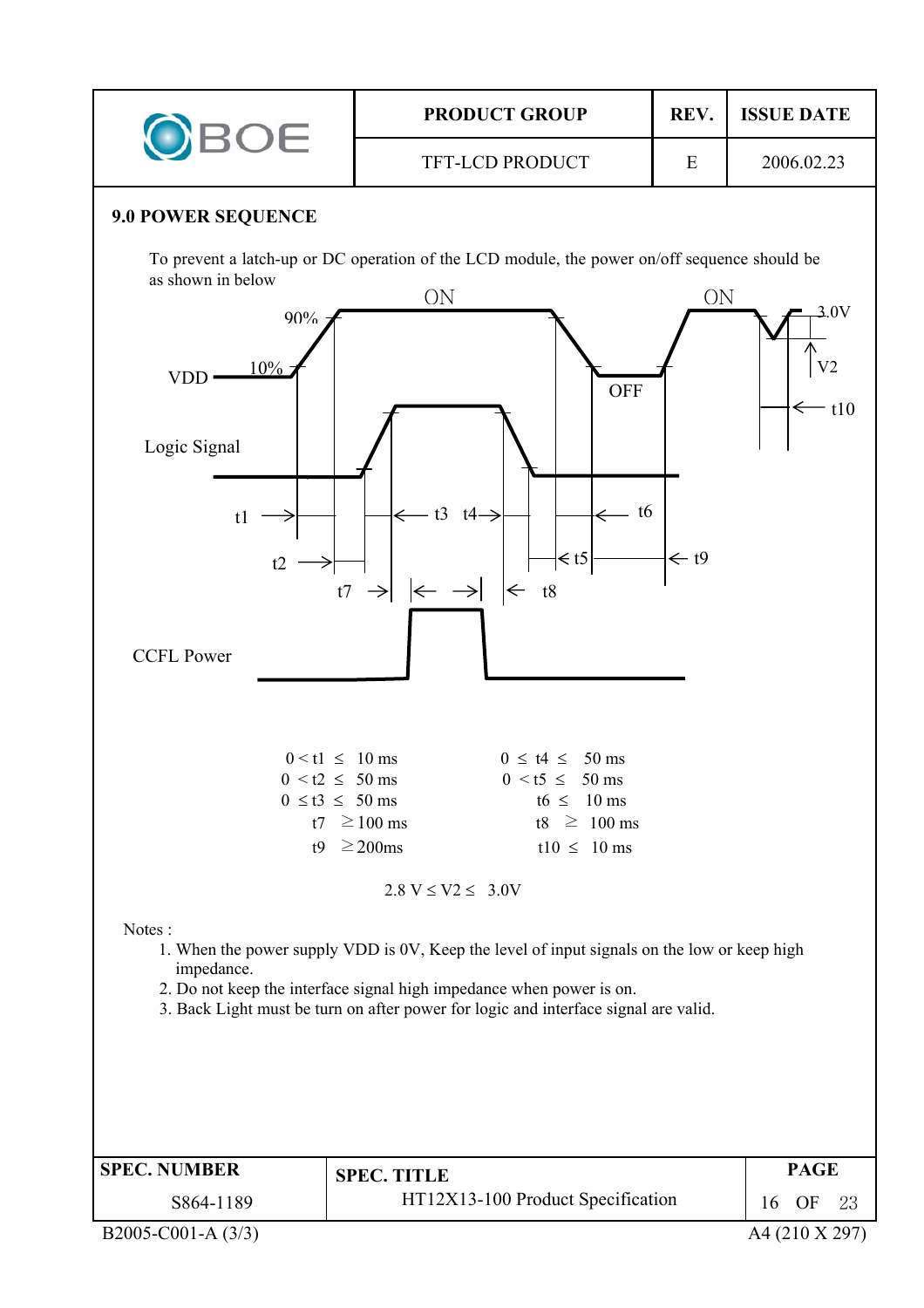## 9.0 POWER SEQUENCE

To prevent a latch-up or DC operation of the LCD module, the power on/off sequence should be as shown in below

| | |
|---|---|
| $0 < t1 \leq 10$ ms | $0 \leq t4 \leq 50$ ms |
| $0 < t2 \leq 50$ ms | $0 < t5 \leq 50$ ms |
| $0 \leq t3 \leq 50$ ms | $t6 \leq 10$ ms |
| $t7 \geq 100$ ms | $t8 \geq 100$ ms |
| $t9 \geq 200$ms | $t10 \leq 10$ ms |

$2.8\text{ V} \leq V2 \leq 3.0\text{V}$

Notes :

1. When the power supply VDD is 0V, Keep the level of input signals on the low or keep high impedance.
2. Do not keep the interface signal high impedance when power is on.
3. Back Light must be turn on after power for logic and interface signal are valid.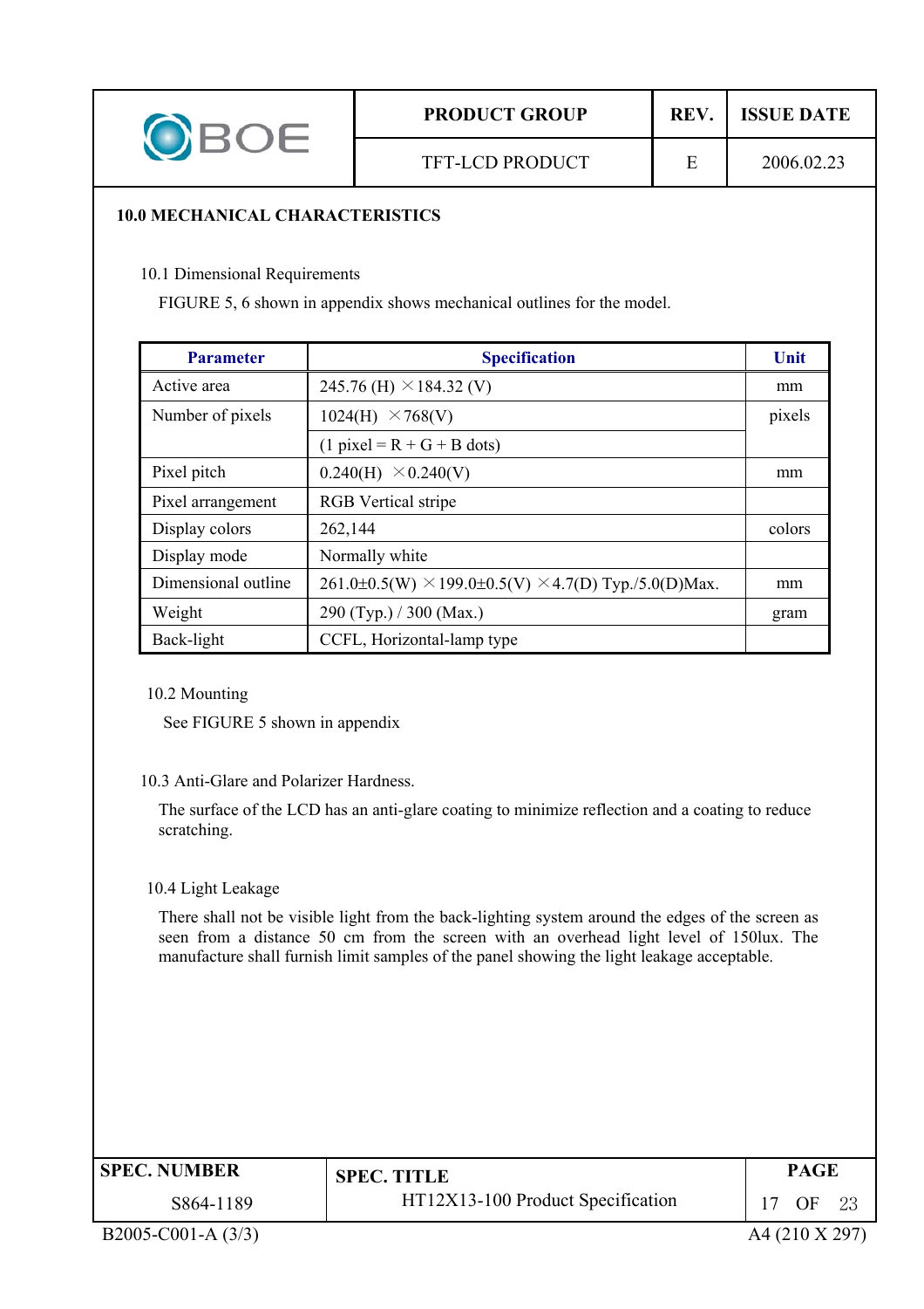## 10.0 MECHANICAL CHARACTERISTICS

### 10.1 Dimensional Requirements

FIGURE 5, 6 shown in appendix shows mechanical outlines for the model.

| Parameter | Specification | Unit |
|---|---|---|
| Active area | 245.76 (H) ×184.32 (V) | mm |
| Number of pixels | 1024(H) ×768(V) | pixels |
| | (1 pixel = R + G + B dots) | |
| Pixel pitch | 0.240(H) ×0.240(V) | mm |
| Pixel arrangement | RGB Vertical stripe | |
| Display colors | 262,144 | colors |
| Display mode | Normally white | |
| Dimensional outline | 261.0±0.5(W) ×199.0±0.5(V) ×4.7(D) Typ./5.0(D)Max. | mm |
| Weight | 290 (Typ.) / 300 (Max.) | gram |
| Back-light | CCFL, Horizontal-lamp type | |

### 10.2 Mounting

See FIGURE 5 shown in appendix

### 10.3 Anti-Glare and Polarizer Hardness.

The surface of the LCD has an anti-glare coating to minimize reflection and a coating to reduce scratching.

### 10.4 Light Leakage

There shall not be visible light from the back-lighting system around the edges of the screen as seen from a distance 50 cm from the screen with an overhead light level of 150lux. The manufacture shall furnish limit samples of the panel showing the light leakage acceptable.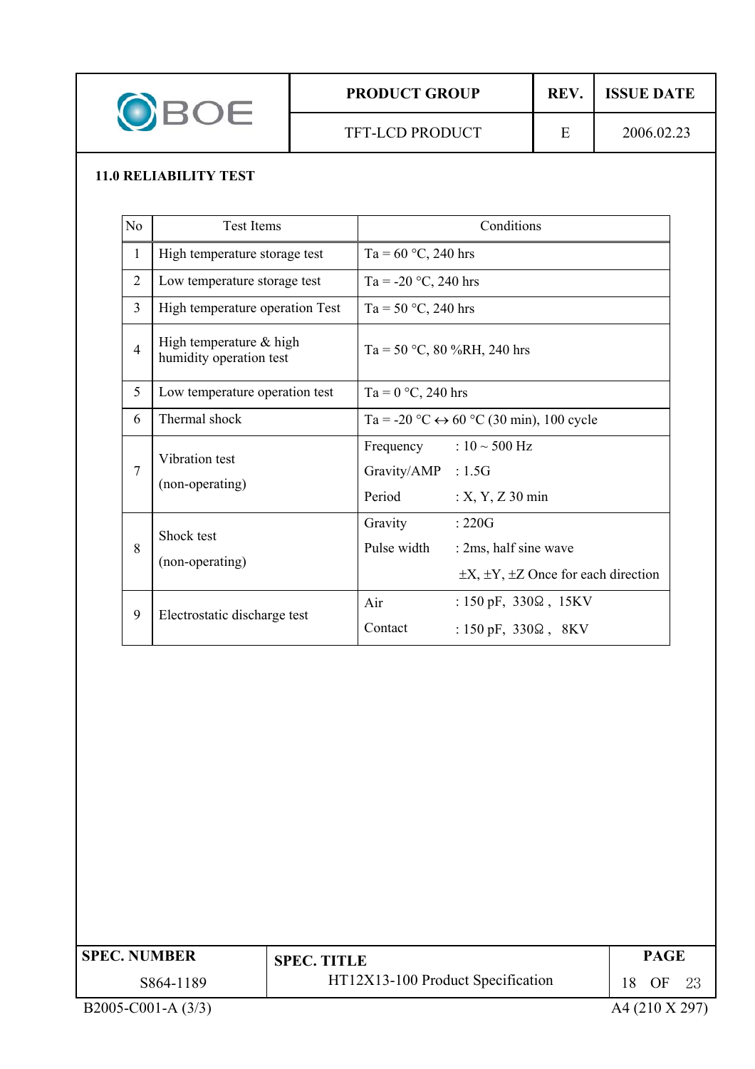## 11.0 RELIABILITY TEST

| No | Test Items | Conditions |
|---|---|---|
| 1 | High temperature storage test | Ta = 60 °C, 240 hrs |
| 2 | Low temperature storage test | Ta = -20 °C, 240 hrs |
| 3 | High temperature operation Test | Ta = 50 °C, 240 hrs |
| 4 | High temperature & high humidity operation test | Ta = 50 °C, 80 %RH, 240 hrs |
| 5 | Low temperature operation test | Ta = 0 °C, 240 hrs |
| 6 | Thermal shock | Ta = -20 °C ↔ 60 °C (30 min), 100 cycle |
| 7 | Vibration test (non-operating) | Frequency : 10 ~ 500 Hz<br>Gravity/AMP : 1.5G<br>Period : X, Y, Z 30 min |
| 8 | Shock test (non-operating) | Gravity : 220G<br>Pulse width : 2ms, half sine wave<br>±X, ±Y, ±Z Once for each direction |
| 9 | Electrostatic discharge test | Air : 150 pF, 330Ω , 15KV<br>Contact : 150 pF, 330Ω , 8KV |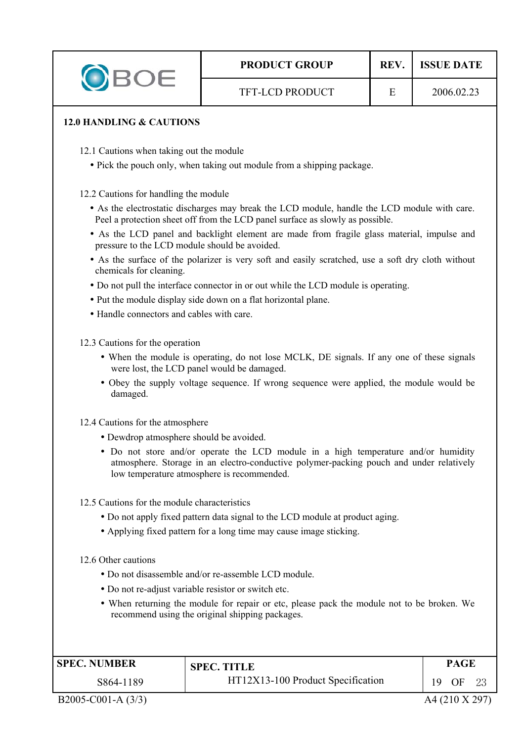## 12.0 HANDLING & CAUTIONS

### 12.1 Cautions when taking out the module

- Pick the pouch only, when taking out module from a shipping package.

### 12.2 Cautions for handling the module

- As the electrostatic discharges may break the LCD module, handle the LCD module with care. Peel a protection sheet off from the LCD panel surface as slowly as possible.
- As the LCD panel and backlight element are made from fragile glass material, impulse and pressure to the LCD module should be avoided.
- As the surface of the polarizer is very soft and easily scratched, use a soft dry cloth without chemicals for cleaning.
- Do not pull the interface connector in or out while the LCD module is operating.
- Put the module display side down on a flat horizontal plane.
- Handle connectors and cables with care.

### 12.3 Cautions for the operation

- When the module is operating, do not lose MCLK, DE signals. If any one of these signals were lost, the LCD panel would be damaged.
- Obey the supply voltage sequence. If wrong sequence were applied, the module would be damaged.

### 12.4 Cautions for the atmosphere

- Dewdrop atmosphere should be avoided.
- Do not store and/or operate the LCD module in a high temperature and/or humidity atmosphere. Storage in an electro-conductive polymer-packing pouch and under relatively low temperature atmosphere is recommended.

### 12.5 Cautions for the module characteristics

- Do not apply fixed pattern data signal to the LCD module at product aging.
- Applying fixed pattern for a long time may cause image sticking.

### 12.6 Other cautions

- Do not disassemble and/or re-assemble LCD module.
- Do not re-adjust variable resistor or switch etc.
- When returning the module for repair or etc, please pack the module not to be broken. We recommend using the original shipping packages.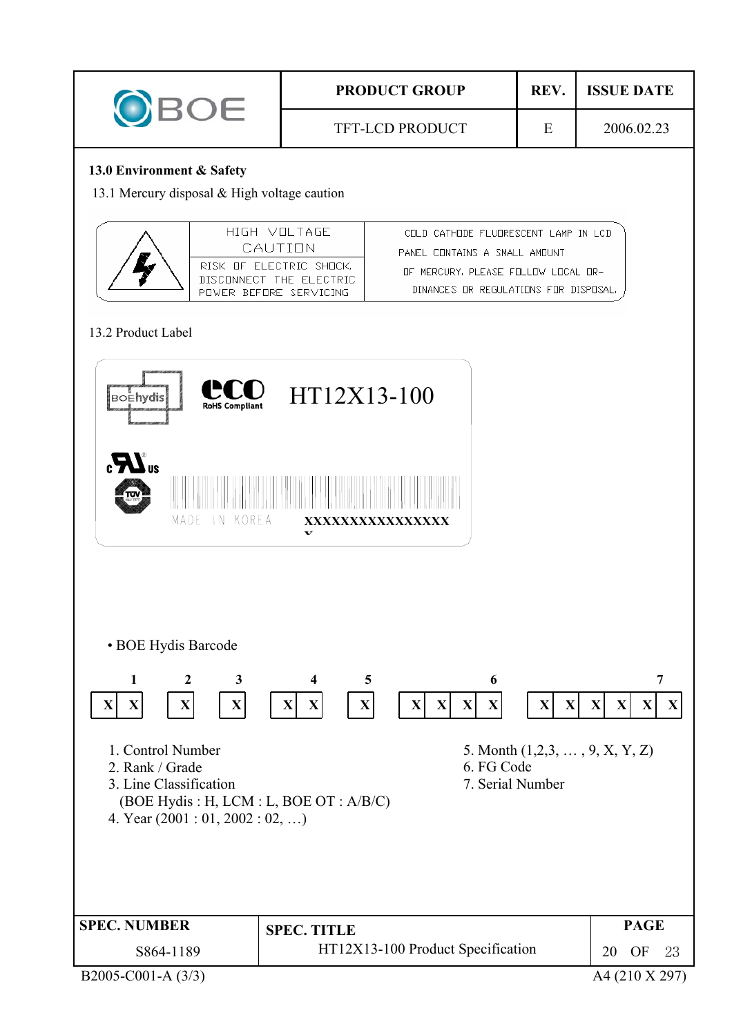## 13.0 Environment & Safety

13.1 Mercury disposal & High voltage caution

| | HIGH VOLTAGE CAUTION | COLD CATHODE FLUORESCENT LAMP IN LCD PANEL CONTAINS A SMALL AMOUNT OF MERCURY. PLEASE FOLLOW LOCAL ORDINANCES OR REGULATIONS FOR DISPOSAL. |
|---|---|---|
| | RISK OF ELECTRIC SHOCK. DISCONNECT THE ELECTRIC POWER BEFORE SERVICING | |

13.2 Product Label

BOEhydis eco RoHS Compliant HT12X13-100

MADE IN KOREA XXXXXXXXXXXXXXXX

• BOE Hydis Barcode

| 1 | | 2 | 3 | 4 | | 5 | 6 | | | | 7 | | | | | |
|---|---|---|---|---|---|---|---|---|---|---|---|---|---|---|---|---|
| X | X | X | X | X | X | X | X | X | X | X | X | X | X | X | X | X |

1. Control Number
2. Rank / Grade
3. Line Classification
   (BOE Hydis : H, LCM : L, BOE OT : A/B/C)
4. Year (2001 : 01, 2002 : 02, …)
5. Month (1,2,3, … , 9, X, Y, Z)
6. FG Code
7. Serial Number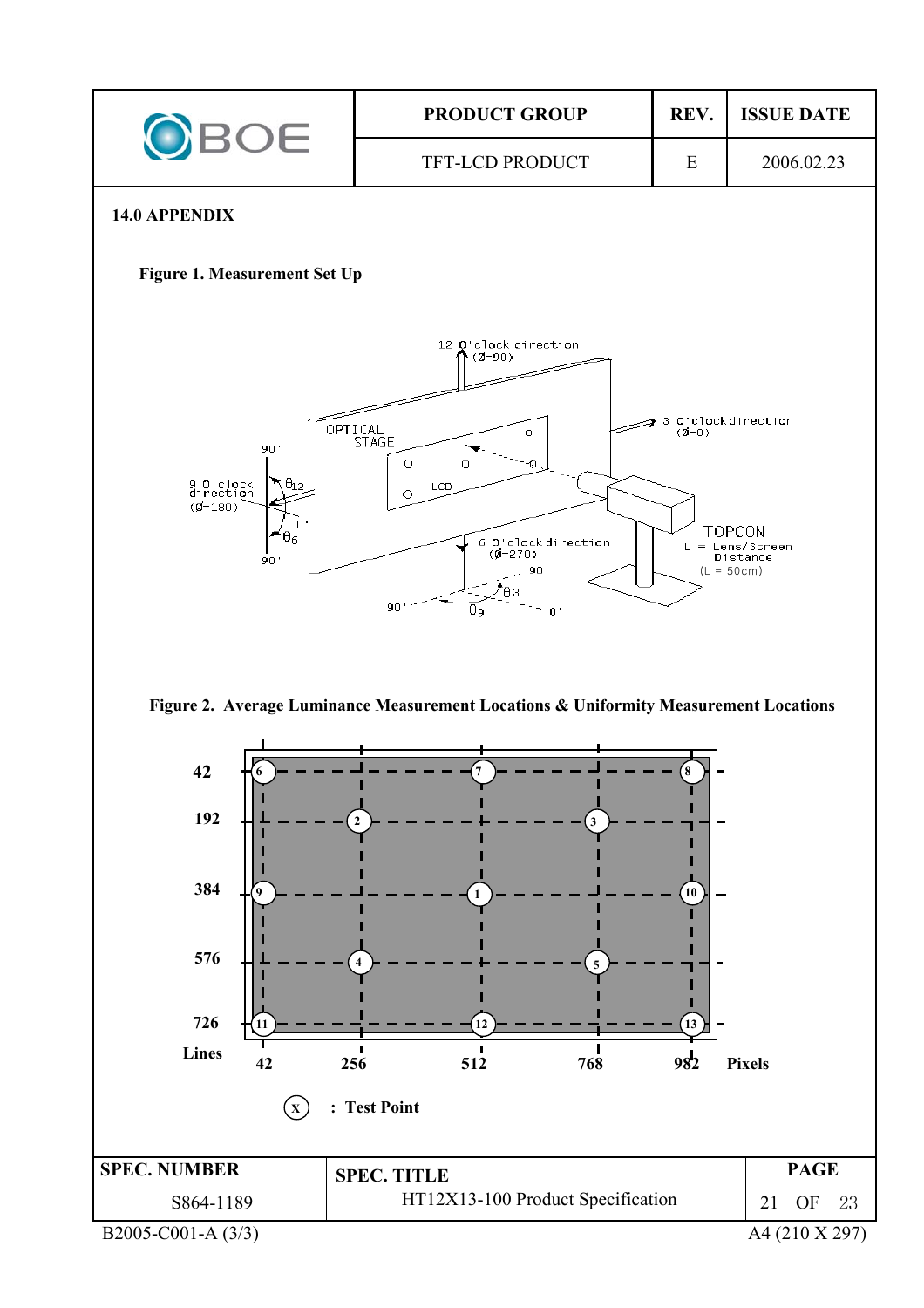## 14.0 APPENDIX

**Figure 1. Measurement Set Up**

**Figure 2. Average Luminance Measurement Locations & Uniformity Measurement Locations**

(X) : **Test Point**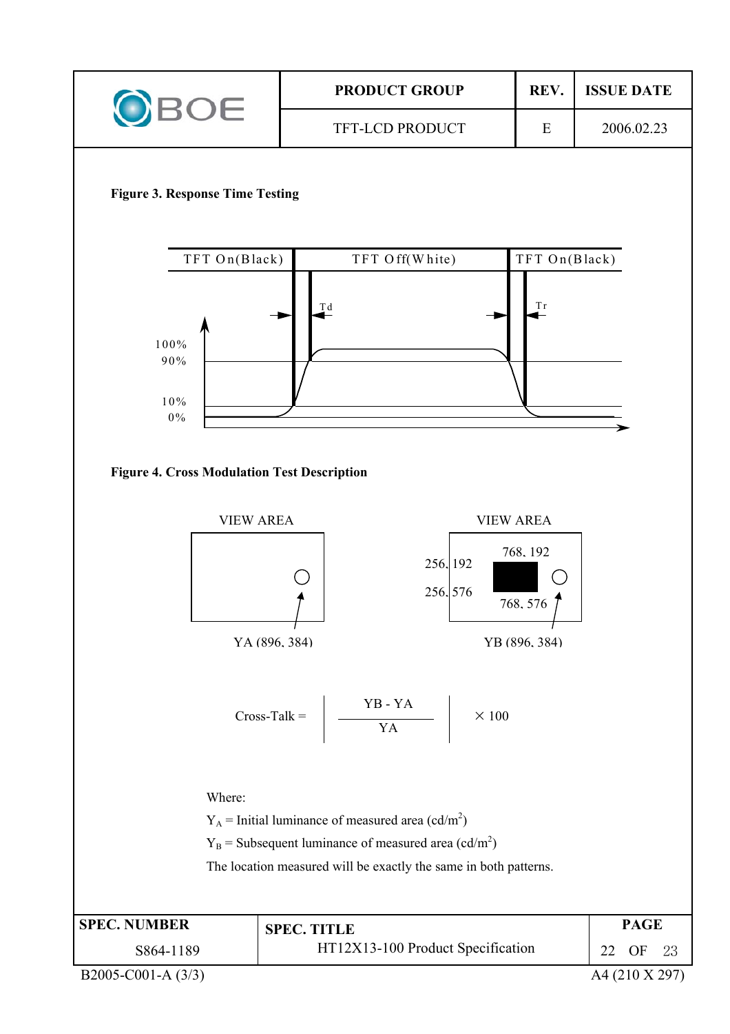**Figure 3. Response Time Testing**

TFT On(Black) | TFT Off(White) | TFT On(Black)

Td, Tr

100%, 90%, 10%, 0%

**Figure 4. Cross Modulation Test Description**

VIEW AREA — YA (896, 384)

VIEW AREA — 256, 192; 768, 192; 256, 576; 768, 576 — YB (896, 384)

$$\text{Cross-Talk} = \left| \frac{YB - YA}{YA} \right| \times 100$$

Where:

$Y_A$ = Initial luminance of measured area (cd/m$^2$)

$Y_B$ = Subsequent luminance of measured area (cd/m$^2$)

The location measured will be exactly the same in both patterns.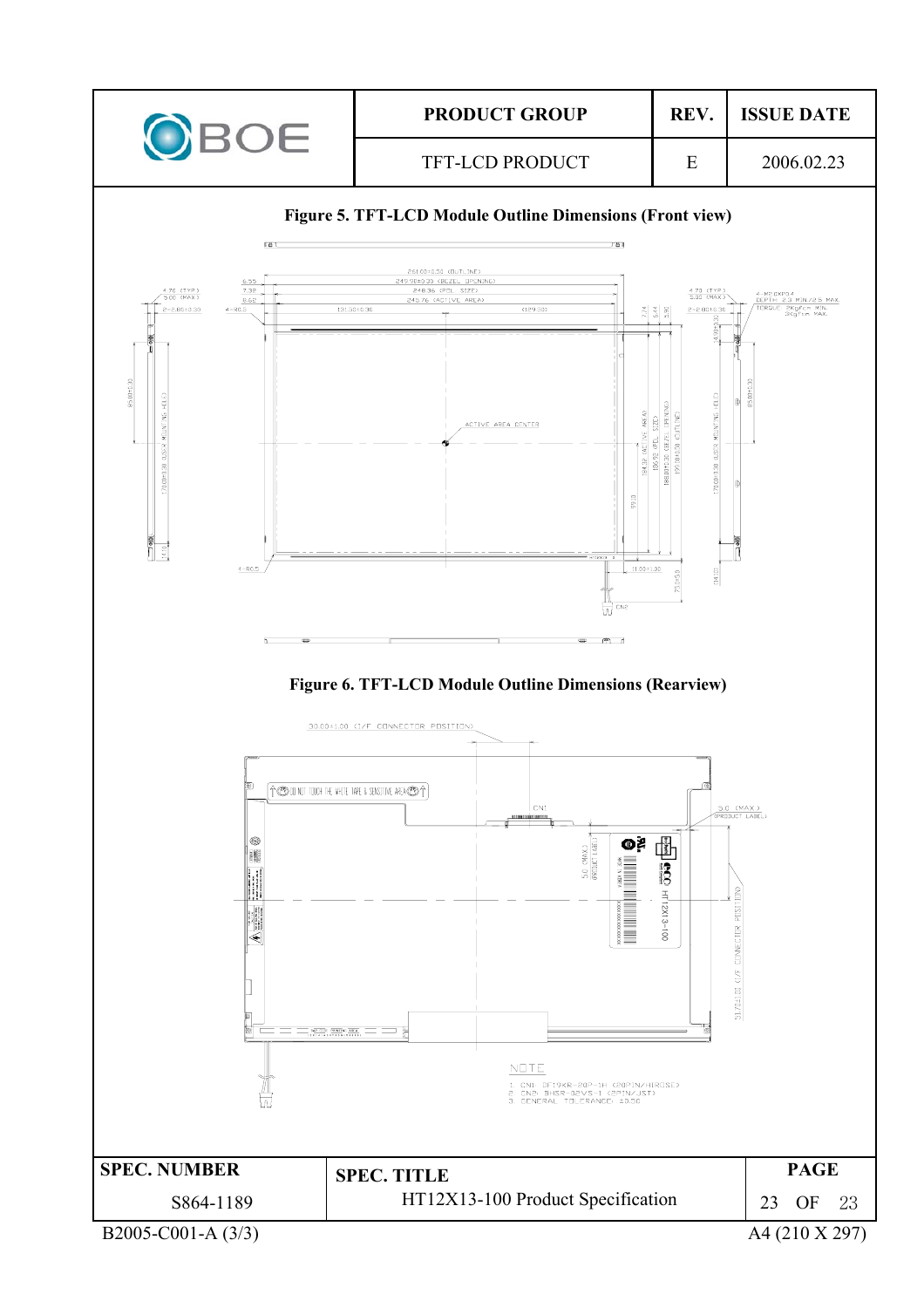**Figure 5. TFT-LCD Module Outline Dimensions (Front view)**

261.00±0.50 (OUTLINE)
249.90±0.30 (BEZEL OPENING)
248.36 (POL SIZE)
245.76 (ACTIVE AREA)
6.55
7.32
8.62
4.70 (TYP)
5.00 (MAX)
2-2.80±0.30
4-R0.5
130.50±0.30
(129.30)
4.70 (TYP)
5.30 (MAX)
2-2.80±0.30
4-M2.0XP0.4
DEPTH 2.3 MIN/2.5 MAX
TORQUE 2KgFcm MIN. 3KgFcm MAX.
ACTIVE AREA CENTER
85.00±0.30
170.00±0.30 (USER MOUNTING HOLE)
184.32 (ACTIVE AREA)
186.92 (POL SIZE)
188.00±0.30 (BEZEL OPENING)
199.00±0.50 (OUTLINE)
7.74
6.44
5.90
99.10
11.00±1.00
75.0±5.0
CN2
4-R0.5
14.10

**Figure 6. TFT-LCD Module Outline Dimensions (Rearview)**

30.00±1.00 (I/F CONNECTOR POSITION)
DO NOT TOUCH THE WHITE TAPE & SENSITIVE AREA
CN1
5.0 (MAX) (PRODUCT LABEL)
HT12X13-100
51.70±1.00 (I/F CONNECTOR POSITION)

NOTE
1. CN1: DF19KR-20P-1H (20PIN/HIROSE)
2. CN2: BHSR-02VS-1 (2PIN/JST)
3. GENERAL TOLERANCE: ±0.50